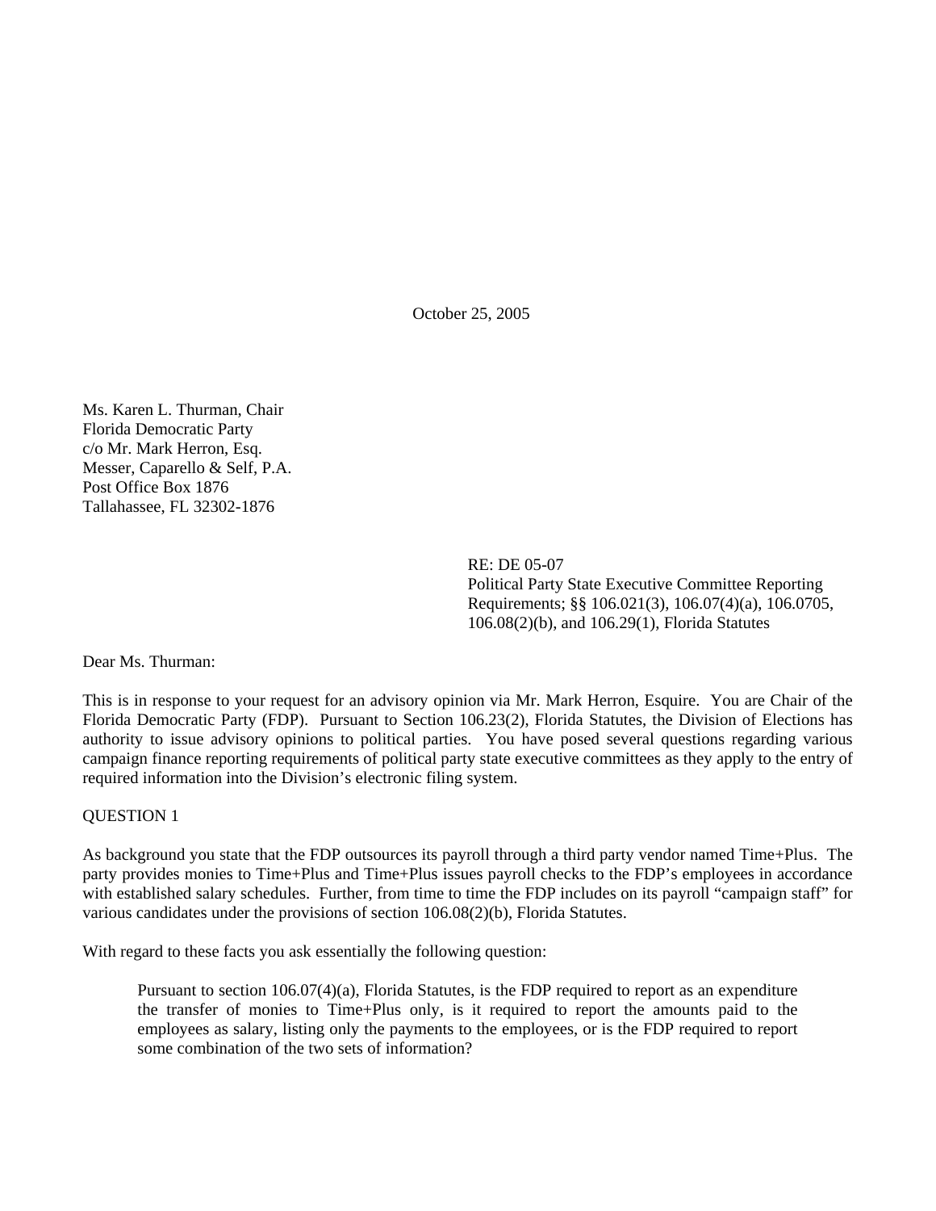October 25, 2005

Ms. Karen L. Thurman, Chair
Florida Democratic Party
c/o Mr. Mark Herron, Esq.
Messer, Caparello & Self, P.A.
Post Office Box 1876
Tallahassee, FL 32302-1876

RE: DE 05-07
Political Party State Executive Committee Reporting Requirements; §§ 106.021(3), 106.07(4)(a), 106.0705, 106.08(2)(b), and 106.29(1), Florida Statutes

Dear Ms. Thurman:

This is in response to your request for an advisory opinion via Mr. Mark Herron, Esquire. You are Chair of the Florida Democratic Party (FDP). Pursuant to Section 106.23(2), Florida Statutes, the Division of Elections has authority to issue advisory opinions to political parties. You have posed several questions regarding various campaign finance reporting requirements of political party state executive committees as they apply to the entry of required information into the Division's electronic filing system.

QUESTION 1

As background you state that the FDP outsources its payroll through a third party vendor named Time+Plus. The party provides monies to Time+Plus and Time+Plus issues payroll checks to the FDP's employees in accordance with established salary schedules. Further, from time to time the FDP includes on its payroll "campaign staff" for various candidates under the provisions of section 106.08(2)(b), Florida Statutes.

With regard to these facts you ask essentially the following question:

> Pursuant to section 106.07(4)(a), Florida Statutes, is the FDP required to report as an expenditure the transfer of monies to Time+Plus only, is it required to report the amounts paid to the employees as salary, listing only the payments to the employees, or is the FDP required to report some combination of the two sets of information?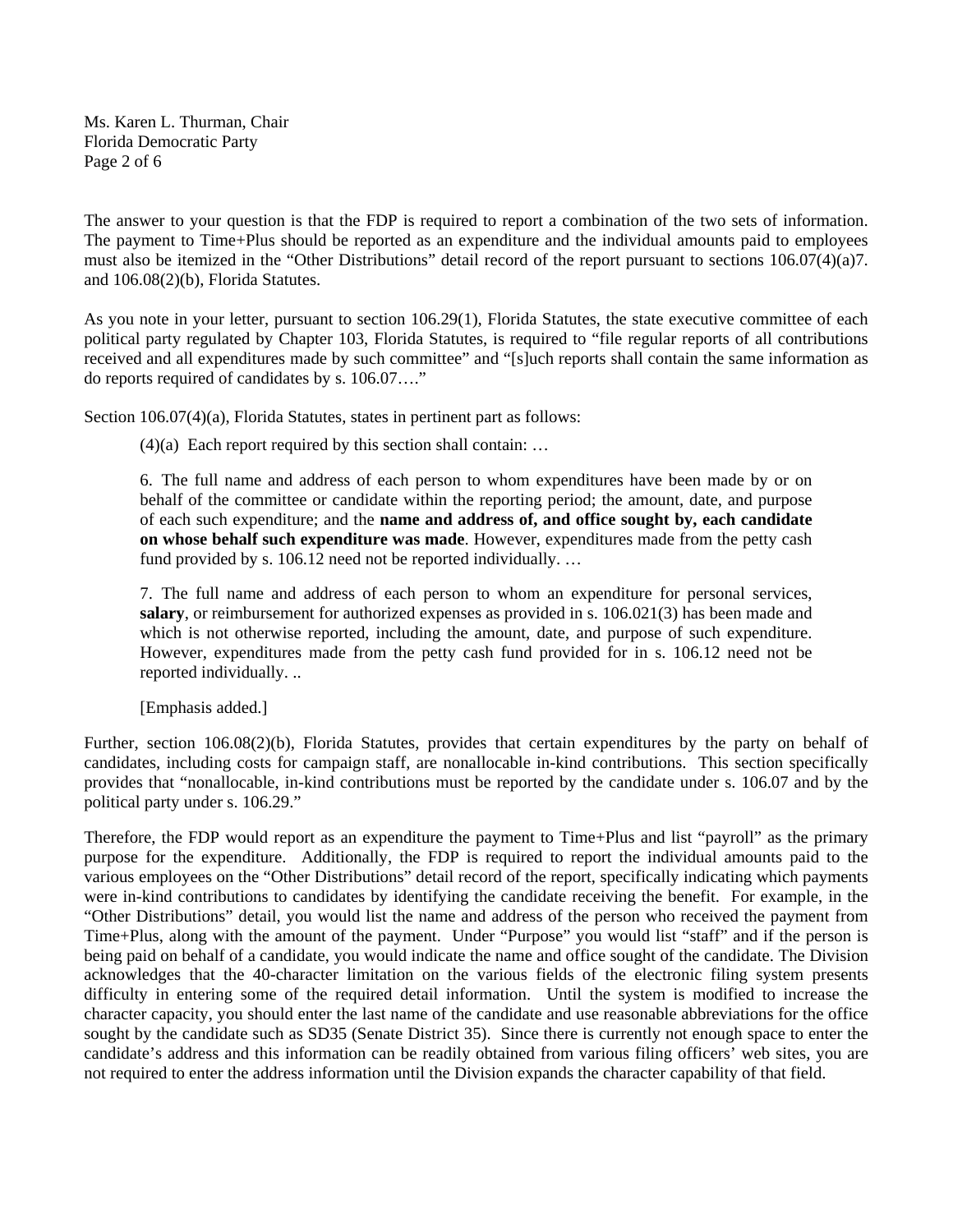The answer to your question is that the FDP is required to report a combination of the two sets of information. The payment to Time+Plus should be reported as an expenditure and the individual amounts paid to employees must also be itemized in the "Other Distributions" detail record of the report pursuant to sections 106.07(4)(a)7. and 106.08(2)(b), Florida Statutes.

As you note in your letter, pursuant to section 106.29(1), Florida Statutes, the state executive committee of each political party regulated by Chapter 103, Florida Statutes, is required to "file regular reports of all contributions received and all expenditures made by such committee" and "[s]uch reports shall contain the same information as do reports required of candidates by s. 106.07…."

Section 106.07(4)(a), Florida Statutes, states in pertinent part as follows:

> (4)(a) Each report required by this section shall contain: …
>
> 6. The full name and address of each person to whom expenditures have been made by or on behalf of the committee or candidate within the reporting period; the amount, date, and purpose of each such expenditure; and the **name and address of, and office sought by, each candidate on whose behalf such expenditure was made**. However, expenditures made from the petty cash fund provided by s. 106.12 need not be reported individually. …
>
> 7. The full name and address of each person to whom an expenditure for personal services, **salary**, or reimbursement for authorized expenses as provided in s. 106.021(3) has been made and which is not otherwise reported, including the amount, date, and purpose of such expenditure. However, expenditures made from the petty cash fund provided for in s. 106.12 need not be reported individually. ..
>
> [Emphasis added.]

Further, section 106.08(2)(b), Florida Statutes, provides that certain expenditures by the party on behalf of candidates, including costs for campaign staff, are nonallocable in-kind contributions. This section specifically provides that "nonallocable, in-kind contributions must be reported by the candidate under s. 106.07 and by the political party under s. 106.29."

Therefore, the FDP would report as an expenditure the payment to Time+Plus and list "payroll" as the primary purpose for the expenditure. Additionally, the FDP is required to report the individual amounts paid to the various employees on the "Other Distributions" detail record of the report, specifically indicating which payments were in-kind contributions to candidates by identifying the candidate receiving the benefit. For example, in the "Other Distributions" detail, you would list the name and address of the person who received the payment from Time+Plus, along with the amount of the payment. Under "Purpose" you would list "staff" and if the person is being paid on behalf of a candidate, you would indicate the name and office sought of the candidate. The Division acknowledges that the 40-character limitation on the various fields of the electronic filing system presents difficulty in entering some of the required detail information. Until the system is modified to increase the character capacity, you should enter the last name of the candidate and use reasonable abbreviations for the office sought by the candidate such as SD35 (Senate District 35). Since there is currently not enough space to enter the candidate's address and this information can be readily obtained from various filing officers' web sites, you are not required to enter the address information until the Division expands the character capability of that field.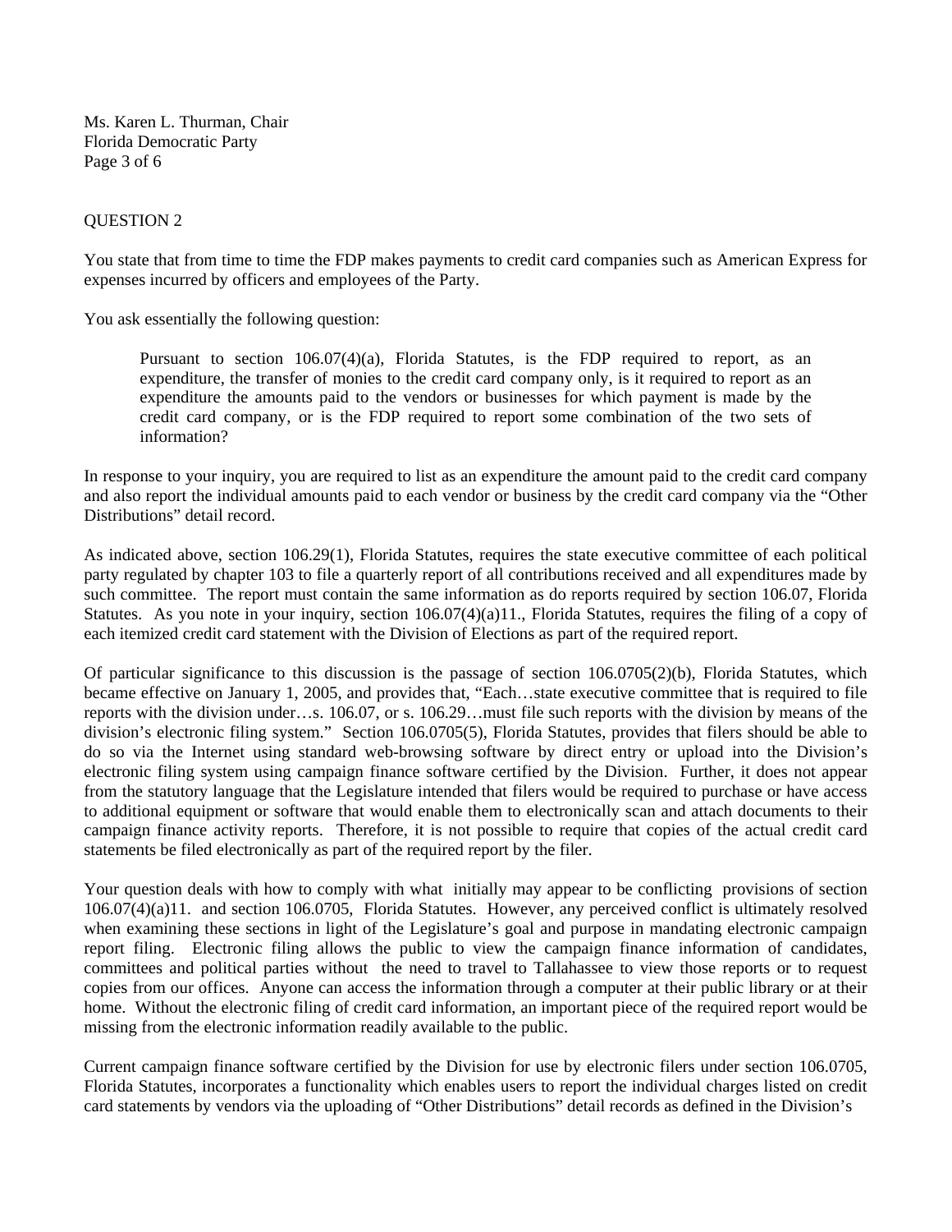QUESTION 2

You state that from time to time the FDP makes payments to credit card companies such as American Express for expenses incurred by officers and employees of the Party.

You ask essentially the following question:

> Pursuant to section 106.07(4)(a), Florida Statutes, is the FDP required to report, as an expenditure, the transfer of monies to the credit card company only, is it required to report as an expenditure the amounts paid to the vendors or businesses for which payment is made by the credit card company, or is the FDP required to report some combination of the two sets of information?

In response to your inquiry, you are required to list as an expenditure the amount paid to the credit card company and also report the individual amounts paid to each vendor or business by the credit card company via the "Other Distributions" detail record.

As indicated above, section 106.29(1), Florida Statutes, requires the state executive committee of each political party regulated by chapter 103 to file a quarterly report of all contributions received and all expenditures made by such committee. The report must contain the same information as do reports required by section 106.07, Florida Statutes. As you note in your inquiry, section 106.07(4)(a)11., Florida Statutes, requires the filing of a copy of each itemized credit card statement with the Division of Elections as part of the required report.

Of particular significance to this discussion is the passage of section 106.0705(2)(b), Florida Statutes, which became effective on January 1, 2005, and provides that, "Each…state executive committee that is required to file reports with the division under…s. 106.07, or s. 106.29…must file such reports with the division by means of the division's electronic filing system." Section 106.0705(5), Florida Statutes, provides that filers should be able to do so via the Internet using standard web-browsing software by direct entry or upload into the Division's electronic filing system using campaign finance software certified by the Division. Further, it does not appear from the statutory language that the Legislature intended that filers would be required to purchase or have access to additional equipment or software that would enable them to electronically scan and attach documents to their campaign finance activity reports. Therefore, it is not possible to require that copies of the actual credit card statements be filed electronically as part of the required report by the filer.

Your question deals with how to comply with what initially may appear to be conflicting provisions of section 106.07(4)(a)11. and section 106.0705, Florida Statutes. However, any perceived conflict is ultimately resolved when examining these sections in light of the Legislature's goal and purpose in mandating electronic campaign report filing. Electronic filing allows the public to view the campaign finance information of candidates, committees and political parties without the need to travel to Tallahassee to view those reports or to request copies from our offices. Anyone can access the information through a computer at their public library or at their home. Without the electronic filing of credit card information, an important piece of the required report would be missing from the electronic information readily available to the public.

Current campaign finance software certified by the Division for use by electronic filers under section 106.0705, Florida Statutes, incorporates a functionality which enables users to report the individual charges listed on credit card statements by vendors via the uploading of "Other Distributions" detail records as defined in the Division's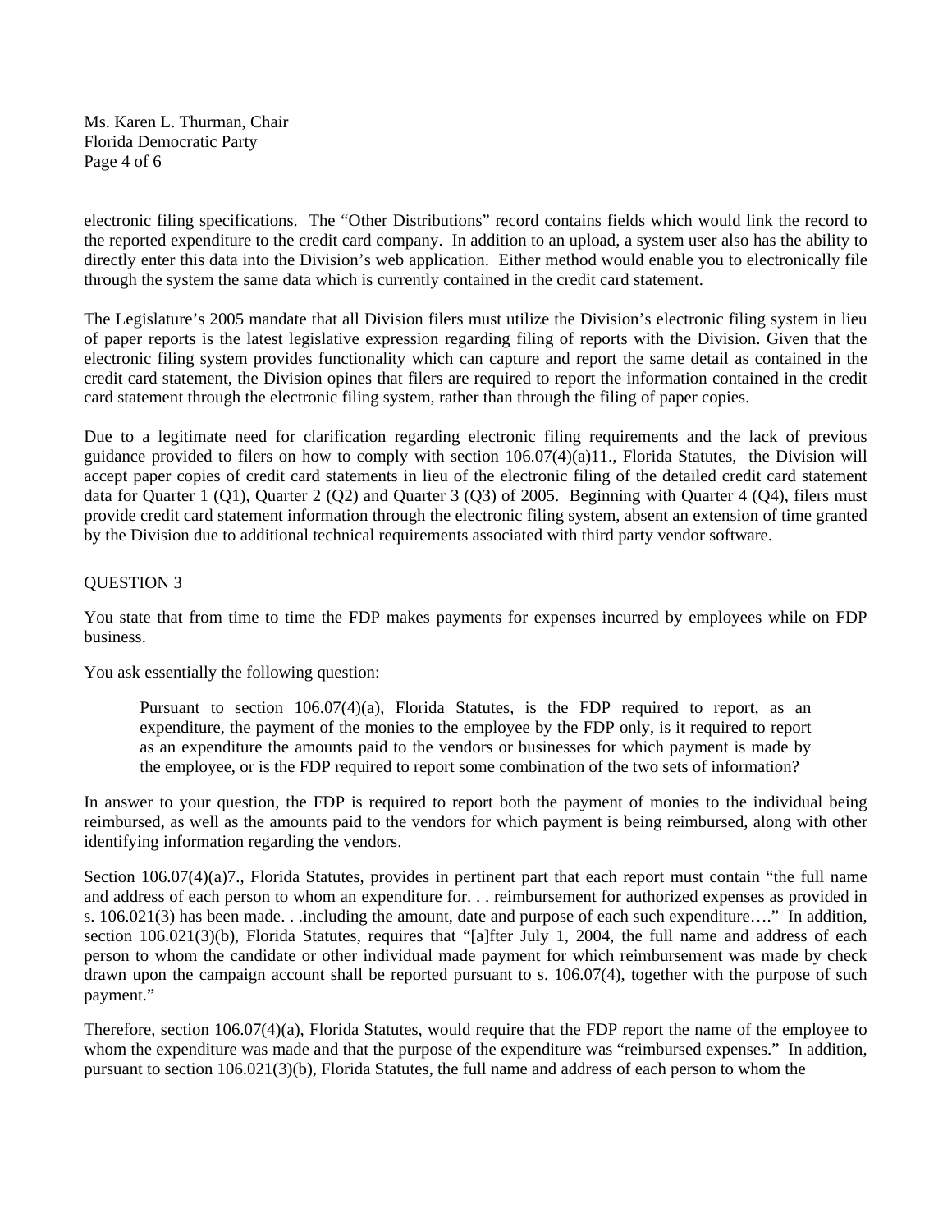electronic filing specifications. The "Other Distributions" record contains fields which would link the record to the reported expenditure to the credit card company. In addition to an upload, a system user also has the ability to directly enter this data into the Division's web application. Either method would enable you to electronically file through the system the same data which is currently contained in the credit card statement.

The Legislature's 2005 mandate that all Division filers must utilize the Division's electronic filing system in lieu of paper reports is the latest legislative expression regarding filing of reports with the Division. Given that the electronic filing system provides functionality which can capture and report the same detail as contained in the credit card statement, the Division opines that filers are required to report the information contained in the credit card statement through the electronic filing system, rather than through the filing of paper copies.

Due to a legitimate need for clarification regarding electronic filing requirements and the lack of previous guidance provided to filers on how to comply with section 106.07(4)(a)11., Florida Statutes, the Division will accept paper copies of credit card statements in lieu of the electronic filing of the detailed credit card statement data for Quarter 1 (Q1), Quarter 2 (Q2) and Quarter 3 (Q3) of 2005. Beginning with Quarter 4 (Q4), filers must provide credit card statement information through the electronic filing system, absent an extension of time granted by the Division due to additional technical requirements associated with third party vendor software.

QUESTION 3

You state that from time to time the FDP makes payments for expenses incurred by employees while on FDP business.

You ask essentially the following question:

> Pursuant to section 106.07(4)(a), Florida Statutes, is the FDP required to report, as an expenditure, the payment of the monies to the employee by the FDP only, is it required to report as an expenditure the amounts paid to the vendors or businesses for which payment is made by the employee, or is the FDP required to report some combination of the two sets of information?

In answer to your question, the FDP is required to report both the payment of monies to the individual being reimbursed, as well as the amounts paid to the vendors for which payment is being reimbursed, along with other identifying information regarding the vendors.

Section 106.07(4)(a)7., Florida Statutes, provides in pertinent part that each report must contain "the full name and address of each person to whom an expenditure for. . . reimbursement for authorized expenses as provided in s. 106.021(3) has been made. . .including the amount, date and purpose of each such expenditure…." In addition, section 106.021(3)(b), Florida Statutes, requires that "[a]fter July 1, 2004, the full name and address of each person to whom the candidate or other individual made payment for which reimbursement was made by check drawn upon the campaign account shall be reported pursuant to s. 106.07(4), together with the purpose of such payment."

Therefore, section 106.07(4)(a), Florida Statutes, would require that the FDP report the name of the employee to whom the expenditure was made and that the purpose of the expenditure was "reimbursed expenses." In addition, pursuant to section 106.021(3)(b), Florida Statutes, the full name and address of each person to whom the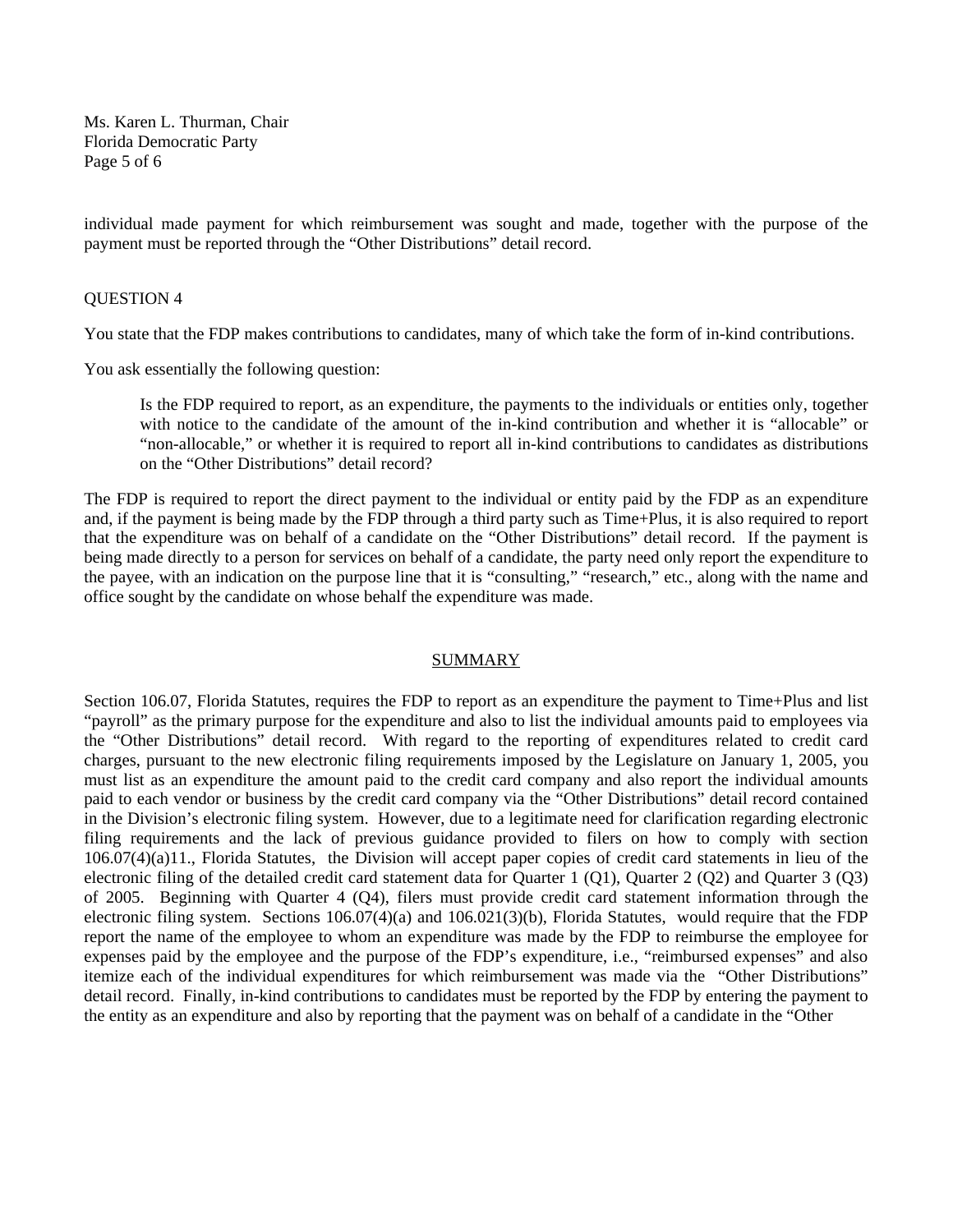individual made payment for which reimbursement was sought and made, together with the purpose of the payment must be reported through the "Other Distributions" detail record.

QUESTION 4

You state that the FDP makes contributions to candidates, many of which take the form of in-kind contributions.

You ask essentially the following question:

> Is the FDP required to report, as an expenditure, the payments to the individuals or entities only, together with notice to the candidate of the amount of the in-kind contribution and whether it is "allocable" or "non-allocable," or whether it is required to report all in-kind contributions to candidates as distributions on the "Other Distributions" detail record?

The FDP is required to report the direct payment to the individual or entity paid by the FDP as an expenditure and, if the payment is being made by the FDP through a third party such as Time+Plus, it is also required to report that the expenditure was on behalf of a candidate on the "Other Distributions" detail record. If the payment is being made directly to a person for services on behalf of a candidate, the party need only report the expenditure to the payee, with an indication on the purpose line that it is "consulting," "research," etc., along with the name and office sought by the candidate on whose behalf the expenditure was made.

## SUMMARY

Section 106.07, Florida Statutes, requires the FDP to report as an expenditure the payment to Time+Plus and list "payroll" as the primary purpose for the expenditure and also to list the individual amounts paid to employees via the "Other Distributions" detail record. With regard to the reporting of expenditures related to credit card charges, pursuant to the new electronic filing requirements imposed by the Legislature on January 1, 2005, you must list as an expenditure the amount paid to the credit card company and also report the individual amounts paid to each vendor or business by the credit card company via the "Other Distributions" detail record contained in the Division's electronic filing system. However, due to a legitimate need for clarification regarding electronic filing requirements and the lack of previous guidance provided to filers on how to comply with section 106.07(4)(a)11., Florida Statutes, the Division will accept paper copies of credit card statements in lieu of the electronic filing of the detailed credit card statement data for Quarter 1 (Q1), Quarter 2 (Q2) and Quarter 3 (Q3) of 2005. Beginning with Quarter 4 (Q4), filers must provide credit card statement information through the electronic filing system. Sections 106.07(4)(a) and 106.021(3)(b), Florida Statutes, would require that the FDP report the name of the employee to whom an expenditure was made by the FDP to reimburse the employee for expenses paid by the employee and the purpose of the FDP's expenditure, i.e., "reimbursed expenses" and also itemize each of the individual expenditures for which reimbursement was made via the "Other Distributions" detail record. Finally, in-kind contributions to candidates must be reported by the FDP by entering the payment to the entity as an expenditure and also by reporting that the payment was on behalf of a candidate in the "Other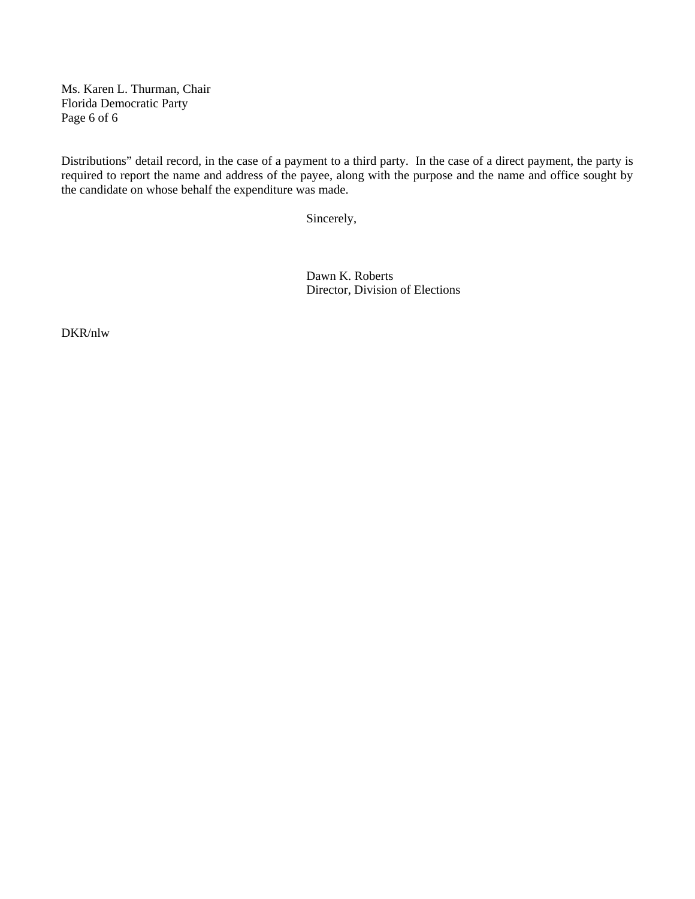Distributions" detail record, in the case of a payment to a third party. In the case of a direct payment, the party is required to report the name and address of the payee, along with the purpose and the name and office sought by the candidate on whose behalf the expenditure was made.

Sincerely,

Dawn K. Roberts
Director, Division of Elections

DKR/nlw